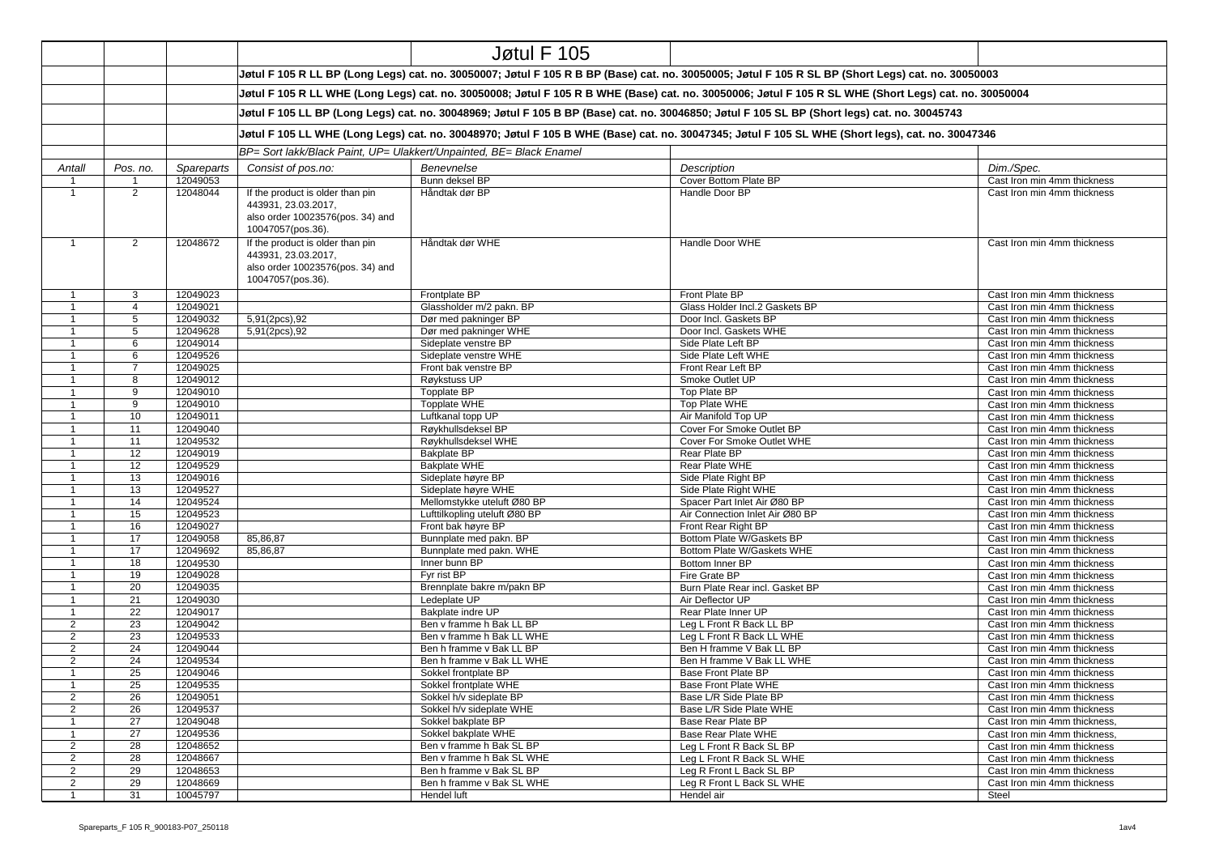# Jøtul F 105

Jøtul F 105 R LL BP (Long Legs) cat. no. 30050007; Jøtul F 105 R B BP (Base) cat. no. 30050005; Jøtul F 105 R SL BP (Short Legs) cat. no. 30050003

Jøtul F 105 R LL WHE (Long Legs) cat. no. 30050008; Jøtul F 105 R B WHE (Base) cat. no. 30050006; Jøtul F 105 R SL WHE (Short Legs) cat. no. 30050004

Jøtul F 105 LL BP (Long Legs) cat. no. 30048969; Jøtul F 105 B BP (Base) cat. no. 30046850; Jøtul F 105 SL BP (Short legs) cat. no. 30045743

Jøtul F 105 LL WHE (Long Legs) cat. no. 30048970; Jøtul F 105 B WHE (Base) cat. no. 30047345; Jøtul F 105 SL WHE (Short legs), cat. no. 30047346

*BP= Sort lakk/Black Paint, UP= Ulakkert/Unpainted, BE= Black Enamel*

| *Antall* | *Pos. no.* | *Spareparts* | *Consist of pos.no:* | *Benevnelse* | *Description* | *Dim./Spec.* |
|---|---|---|---|---|---|---|
| 1 | 1 | 12049053 | | Bunn deksel BP | Cover Bottom Plate BP | Cast Iron min 4mm thickness |
| 1 | 2 | 12048044 | If the product is older than pin 443931, 23.03.2017, also order 10023576(pos. 34) and 10047057(pos.36). | Håndtak dør BP | Handle Door BP | Cast Iron min 4mm thickness |
| 1 | 2 | 12048672 | If the product is older than pin 443931, 23.03.2017, also order 10023576(pos. 34) and 10047057(pos.36). | Håndtak dør WHE | Handle Door WHE | Cast Iron min 4mm thickness |
| 1 | 3 | 12049023 | | Frontplate BP | Front Plate BP | Cast Iron min 4mm thickness |
| 1 | 4 | 12049021 | | Glassholder m/2 pakn. BP | Glass Holder Incl.2 Gaskets BP | Cast Iron min 4mm thickness |
| 1 | 5 | 12049032 | 5,91(2pcs),92 | Dør med pakninger BP | Door Incl. Gaskets BP | Cast Iron min 4mm thickness |
| 1 | 5 | 12049628 | 5,91(2pcs),92 | Dør med pakninger WHE | Door Incl. Gaskets WHE | Cast Iron min 4mm thickness |
| 1 | 6 | 12049014 | | Sideplate venstre BP | Side Plate Left BP | Cast Iron min 4mm thickness |
| 1 | 6 | 12049526 | | Sideplate venstre WHE | Side Plate Left WHE | Cast Iron min 4mm thickness |
| 1 | 7 | 12049025 | | Front bak venstre BP | Front Rear Left BP | Cast Iron min 4mm thickness |
| 1 | 8 | 12049012 | | Røykstuss UP | Smoke Outlet UP | Cast Iron min 4mm thickness |
| 1 | 9 | 12049010 | | Topplate BP | Top Plate BP | Cast Iron min 4mm thickness |
| 1 | 9 | 12049010 | | Topplate WHE | Top Plate WHE | Cast Iron min 4mm thickness |
| 1 | 10 | 12049011 | | Luftkanal topp UP | Air Manifold Top UP | Cast Iron min 4mm thickness |
| 1 | 11 | 12049040 | | Røykhullsdeksel BP | Cover For Smoke Outlet BP | Cast Iron min 4mm thickness |
| 1 | 11 | 12049532 | | Røykhullsdeksel WHE | Cover For Smoke Outlet WHE | Cast Iron min 4mm thickness |
| 1 | 12 | 12049019 | | Bakplate BP | Rear Plate BP | Cast Iron min 4mm thickness |
| 1 | 12 | 12049529 | | Bakplate WHE | Rear Plate WHE | Cast Iron min 4mm thickness |
| 1 | 13 | 12049016 | | Sideplate høyre BP | Side Plate Right BP | Cast Iron min 4mm thickness |
| 1 | 13 | 12049527 | | Sideplate høyre WHE | Side Plate Right WHE | Cast Iron min 4mm thickness |
| 1 | 14 | 12049524 | | Mellomstykke uteluft Ø80 BP | Spacer Part Inlet Air Ø80 BP | Cast Iron min 4mm thickness |
| 1 | 15 | 12049523 | | Lufttilkopling uteluft Ø80 BP | Air Connection Inlet Air Ø80 BP | Cast Iron min 4mm thickness |
| 1 | 16 | 12049027 | | Front bak høyre BP | Front Rear Right BP | Cast Iron min 4mm thickness |
| 1 | 17 | 12049058 | 85,86,87 | Bunnplate med pakn. BP | Bottom Plate W/Gaskets BP | Cast Iron min 4mm thickness |
| 1 | 17 | 12049692 | 85,86,87 | Bunnplate med pakn. WHE | Bottom Plate W/Gaskets WHE | Cast Iron min 4mm thickness |
| 1 | 18 | 12049530 | | Inner bunn BP | Bottom Inner BP | Cast Iron min 4mm thickness |
| 1 | 19 | 12049028 | | Fyr rist BP | Fire Grate BP | Cast Iron min 4mm thickness |
| 1 | 20 | 12049035 | | Brennplate bakre m/pakn BP | Burn Plate Rear incl. Gasket BP | Cast Iron min 4mm thickness |
| 1 | 21 | 12049030 | | Ledeplate UP | Air Deflector UP | Cast Iron min 4mm thickness |
| 1 | 22 | 12049017 | | Bakplate indre UP | Rear Plate Inner UP | Cast Iron min 4mm thickness |
| 2 | 23 | 12049042 | | Ben v framme h Bak LL BP | Leg L Front R Back LL BP | Cast Iron min 4mm thickness |
| 2 | 23 | 12049533 | | Ben v framme h Bak LL WHE | Leg L Front R Back LL WHE | Cast Iron min 4mm thickness |
| 2 | 24 | 12049044 | | Ben h framme v Bak LL BP | Ben H framme V Bak LL BP | Cast Iron min 4mm thickness |
| 2 | 24 | 12049534 | | Ben h framme v Bak LL WHE | Ben H framme V Bak LL WHE | Cast Iron min 4mm thickness |
| 1 | 25 | 12049046 | | Sokkel frontplate BP | Base Front Plate BP | Cast Iron min 4mm thickness |
| 1 | 25 | 12049535 | | Sokkel frontplate WHE | Base Front Plate WHE | Cast Iron min 4mm thickness |
| 2 | 26 | 12049051 | | Sokkel h/v sideplate BP | Base L/R Side Plate BP | Cast Iron min 4mm thickness |
| 2 | 26 | 12049537 | | Sokkel h/v sideplate WHE | Base L/R Side Plate WHE | Cast Iron min 4mm thickness |
| 1 | 27 | 12049048 | | Sokkel bakplate BP | Base Rear Plate BP | Cast Iron min 4mm thickness, |
| 1 | 27 | 12049536 | | Sokkel bakplate WHE | Base Rear Plate WHE | Cast Iron min 4mm thickness, |
| 2 | 28 | 12048652 | | Ben v framme h Bak SL BP | Leg L Front R Back SL BP | Cast Iron min 4mm thickness |
| 2 | 28 | 12048667 | | Ben v framme h Bak SL WHE | Leg L Front R Back SL WHE | Cast Iron min 4mm thickness |
| 2 | 29 | 12048653 | | Ben h framme v Bak SL BP | Leg R Front L Back SL BP | Cast Iron min 4mm thickness |
| 2 | 29 | 12048669 | | Ben h framme v Bak SL WHE | Leg R Front L Back SL WHE | Cast Iron min 4mm thickness |
| 1 | 31 | 10045797 | | Hendel luft | Hendel air | Steel |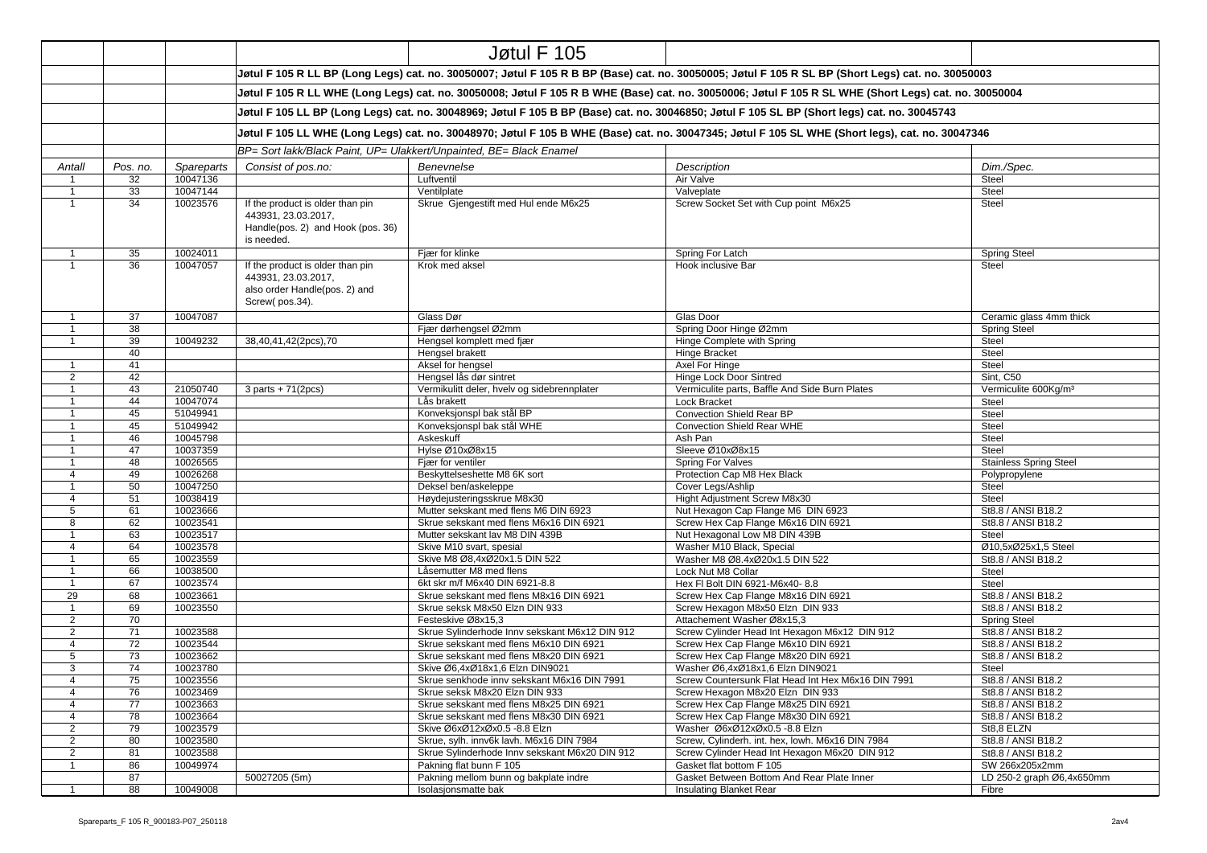# Jøtul F 105

Jøtul F 105 R LL BP (Long Legs) cat. no. 30050007; Jøtul F 105 R B BP (Base) cat. no. 30050005; Jøtul F 105 R SL BP (Short Legs) cat. no. 30050003

Jøtul F 105 R LL WHE (Long Legs) cat. no. 30050008; Jøtul F 105 R B WHE (Base) cat. no. 30050006; Jøtul F 105 R SL WHE (Short Legs) cat. no. 30050004

Jøtul F 105 LL BP (Long Legs) cat. no. 30048969; Jøtul F 105 B BP (Base) cat. no. 30046850; Jøtul F 105 SL BP (Short legs) cat. no. 30045743

Jøtul F 105 LL WHE (Long Legs) cat. no. 30048970; Jøtul F 105 B WHE (Base) cat. no. 30047345; Jøtul F 105 SL WHE (Short legs), cat. no. 30047346

*BP= Sort lakk/Black Paint, UP= Ulakkert/Unpainted, BE= Black Enamel*

| *Antall* | *Pos. no.* | *Spareparts* | *Consist of pos.no:* | *Benevnelse* | *Description* | *Dim./Spec.* |
|---|---|---|---|---|---|---|
| 1 | 32 | 10047136 | | Luftventil | Air Valve | Steel |
| 1 | 33 | 10047144 | | Ventilplate | Valveplate | Steel |
| 1 | 34 | 10023576 | If the product is older than pin 443931, 23.03.2017, Handle(pos. 2) and Hook (pos. 36) is needed. | Skrue Gjengestift med Hul ende M6x25 | Screw Socket Set with Cup point M6x25 | Steel |
| 1 | 35 | 10024011 | | Fjær for klinke | Spring For Latch | Spring Steel |
| 1 | 36 | 10047057 | If the product is older than pin 443931, 23.03.2017, also order Handle(pos. 2) and Screw( pos.34). | Krok med aksel | Hook inclusive Bar | Steel |
| 1 | 37 | 10047087 | | Glass Dør | Glas Door | Ceramic glass 4mm thick |
| 1 | 38 | | | Fjær dørhengsel Ø2mm | Spring Door Hinge Ø2mm | Spring Steel |
| 1 | 39 | 10049232 | 38,40,41,42(2pcs),70 | Hengsel komplett med fjær | Hinge Complete with Spring | Steel |
| | 40 | | | Hengsel brakett | Hinge Bracket | Steel |
| 1 | 41 | | | Aksel for hengsel | Axel For Hinge | Steel |
| 2 | 42 | | | Hengsel lås dør sintret | Hinge Lock Door Sintred | Sint, C50 |
| 1 | 43 | 21050740 | 3 parts + 71(2pcs) | Vermikulitt deler, hvelv og sidebrennplater | Vermiculite parts, Baffle And Side Burn Plates | Vermiculite 600Kg/m³ |
| 1 | 44 | 10047074 | | Lås brakett | Lock Bracket | Steel |
| 1 | 45 | 51049941 | | Konveksjonspl bak stål BP | Convection Shield Rear BP | Steel |
| 1 | 45 | 51049942 | | Konveksjonspl bak stål WHE | Convection Shield Rear WHE | Steel |
| 1 | 46 | 10045798 | | Askeskuff | Ash Pan | Steel |
| 1 | 47 | 10037359 | | Hylse Ø10xØ8x15 | Sleeve Ø10xØ8x15 | Steel |
| 1 | 48 | 10026565 | | Fjær for ventiler | Spring For Valves | Stainless Spring Steel |
| 4 | 49 | 10026268 | | Beskyttelseshette M8 6K sort | Protection Cap M8 Hex Black | Polypropylene |
| 1 | 50 | 10047250 | | Deksel ben/askeleppe | Cover Legs/Ashlip | Steel |
| 4 | 51 | 10038419 | | Høydejusteringsskrue M8x30 | Hight Adjustment Screw M8x30 | Steel |
| 5 | 61 | 10023666 | | Mutter sekskant med flens M6 DIN 6923 | Nut Hexagon Cap Flange M6 DIN 6923 | St8.8 / ANSI B18.2 |
| 8 | 62 | 10023541 | | Skrue sekskant med flens M6x16 DIN 6921 | Screw Hex Cap Flange M6x16 DIN 6921 | St8.8 / ANSI B18.2 |
| 1 | 63 | 10023517 | | Mutter sekskant lav M8 DIN 439B | Nut Hexagonal Low M8 DIN 439B | Steel |
| 4 | 64 | 10023578 | | Skive M10 svart, spesial | Washer M10 Black, Special | Ø10,5xØ25x1,5 Steel |
| 1 | 65 | 10023559 | | Skive M8 Ø8,4xØ20x1.5 DIN 522 | Washer M8 Ø8.4xØ20x1.5 DIN 522 | St8.8 / ANSI B18.2 |
| 1 | 66 | 10038500 | | Låsemutter M8 med flens | Lock Nut M8 Collar | Steel |
| 1 | 67 | 10023574 | | 6kt skr m/f M6x40 DIN 6921-8.8 | Hex Fl Bolt DIN 6921-M6x40- 8.8 | Steel |
| 29 | 68 | 10023661 | | Skrue sekskant med flens M8x16 DIN 6921 | Screw Hex Cap Flange M8x16 DIN 6921 | St8.8 / ANSI B18.2 |
| 1 | 69 | 10023550 | | Skrue seksk M8x50 Elzn DIN 933 | Screw Hexagon M8x50 Elzn DIN 933 | St8.8 / ANSI B18.2 |
| 2 | 70 | | | Festeskive Ø8x15,3 | Attachement Washer Ø8x15,3 | Spring Steel |
| 2 | 71 | 10023588 | | Skrue Sylinderhode Innv sekskant M6x12 DIN 912 | Screw Cylinder Head Int Hexagon M6x12 DIN 912 | St8.8 / ANSI B18.2 |
| 4 | 72 | 10023544 | | Skrue sekskant med flens M6x10 DIN 6921 | Screw Hex Cap Flange M6x10 DIN 6921 | St8.8 / ANSI B18.2 |
| 5 | 73 | 10023662 | | Skrue sekskant med flens M8x20 DIN 6921 | Screw Hex Cap Flange M8x20 DIN 6921 | St8.8 / ANSI B18.2 |
| 3 | 74 | 10023780 | | Skive Ø6,4xØ18x1,6 Elzn DIN9021 | Washer Ø6,4xØ18x1,6 Elzn DIN9021 | Steel |
| 4 | 75 | 10023556 | | Skrue senkhode innv sekskant M6x16 DIN 7991 | Screw Countersunk Flat Head Int Hex M6x16 DIN 7991 | St8.8 / ANSI B18.2 |
| 4 | 76 | 10023469 | | Skrue seksk M8x20 Elzn DIN 933 | Screw Hexagon M8x20 Elzn DIN 933 | St8.8 / ANSI B18.2 |
| 4 | 77 | 10023663 | | Skrue sekskant med flens M8x25 DIN 6921 | Screw Hex Cap Flange M8x25 DIN 6921 | St8.8 / ANSI B18.2 |
| 4 | 78 | 10023664 | | Skrue sekskant med flens M8x30 DIN 6921 | Screw Hex Cap Flange M8x30 DIN 6921 | St8.8 / ANSI B18.2 |
| 2 | 79 | 10023579 | | Skive Ø6xØ12xØx0.5 -8.8 Elzn | Washer Ø6xØ12xØx0.5 -8.8 Elzn | St8,8 ELZN |
| 2 | 80 | 10023580 | | Skrue, sylh. innv6k lavh. M6x16 DIN 7984 | Screw, Cylinderh. int. hex, lowh. M6x16 DIN 7984 | St8.8 / ANSI B18.2 |
| 2 | 81 | 10023588 | | Skrue Sylinderhode Innv sekskant M6x20 DIN 912 | Screw Cylinder Head Int Hexagon M6x20 DIN 912 | St8.8 / ANSI B18.2 |
| 1 | 86 | 10049974 | | Pakning flat bunn F 105 | Gasket flat bottom F 105 | SW 266x205x2mm |
| | 87 | | 50027205 (5m) | Pakning mellom bunn og bakplate indre | Gasket Between Bottom And Rear Plate Inner | LD 250-2 graph Ø6,4x650mm |
| 1 | 88 | 10049008 | | Isolasjonsmatte bak | Insulating Blanket Rear | Fibre |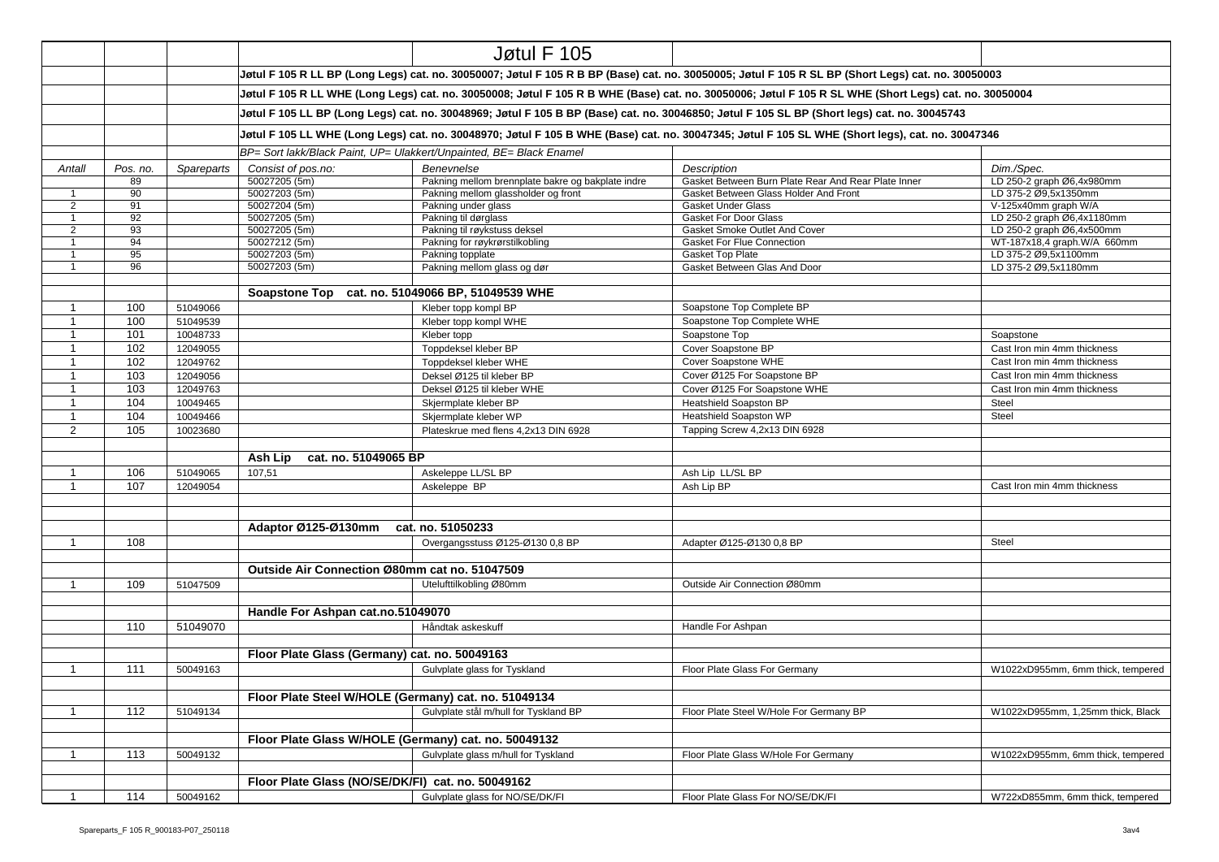# Jøtul F 105

Jøtul F 105 R LL BP (Long Legs) cat. no. 30050007; Jøtul F 105 R B BP (Base) cat. no. 30050005; Jøtul F 105 R SL BP (Short Legs) cat. no. 30050003

Jøtul F 105 R LL WHE (Long Legs) cat. no. 30050008; Jøtul F 105 R B WHE (Base) cat. no. 30050006; Jøtul F 105 R SL WHE (Short Legs) cat. no. 30050004

Jøtul F 105 LL BP (Long Legs) cat. no. 30048969; Jøtul F 105 B BP (Base) cat. no. 30046850; Jøtul F 105 SL BP (Short legs) cat. no. 30045743

Jøtul F 105 LL WHE (Long Legs) cat. no. 30048970; Jøtul F 105 B WHE (Base) cat. no. 30047345; Jøtul F 105 SL WHE (Short legs), cat. no. 30047346

*BP= Sort lakk/Black Paint, UP= Ulakkert/Unpainted, BE= Black Enamel*

| *Antall* | *Pos. no.* | *Spareparts* | *Consist of pos.no:* | *Benevnelse* | *Description* | *Dim./Spec.* |
|---|---|---|---|---|---|---|
| | 89 | | 50027205 (5m) | Pakning mellom brennplate bakre og bakplate indre | Gasket Between Burn Plate Rear And Rear Plate Inner | LD 250-2 graph Ø6,4x980mm |
| 1 | 90 | | 50027203 (5m) | Pakning mellom glassholder og front | Gasket Between Glass Holder And Front | LD 375-2 Ø9,5x1350mm |
| 2 | 91 | | 50027204 (5m) | Pakning under glass | Gasket Under Glass | V-125x40mm graph W/A |
| 1 | 92 | | 50027205 (5m) | Pakning til dørglass | Gasket For Door Glass | LD 250-2 graph Ø6,4x1180mm |
| 2 | 93 | | 50027205 (5m) | Pakning til røykstuss deksel | Gasket Smoke Outlet And Cover | LD 250-2 graph Ø6,4x500mm |
| 1 | 94 | | 50027212 (5m) | Pakning for røykrørstilkobling | Gasket For Flue Connection | WT-187x18,4 graph.W/A 660mm |
| 1 | 95 | | 50027203 (5m) | Pakning topplate | Gasket Top Plate | LD 375-2 Ø9,5x1100mm |
| 1 | 96 | | 50027203 (5m) | Pakning mellom glass og dør | Gasket Between Glas And Door | LD 375-2 Ø9,5x1180mm |
| | | | | | | |
| | | | **Soapstone Top cat. no. 51049066 BP, 51049539 WHE** | | | |
| 1 | 100 | 51049066 | | Kleber topp kompl BP | Soapstone Top Complete BP | |
| 1 | 100 | 51049539 | | Kleber topp kompl WHE | Soapstone Top Complete WHE | |
| 1 | 101 | 10048733 | | Kleber topp | Soapstone Top | Soapstone |
| 1 | 102 | 12049055 | | Toppdeksel kleber BP | Cover Soapstone BP | Cast Iron min 4mm thickness |
| 1 | 102 | 12049762 | | Toppdeksel kleber WHE | Cover Soapstone WHE | Cast Iron min 4mm thickness |
| 1 | 103 | 12049056 | | Deksel Ø125 til kleber BP | Cover Ø125 For Soapstone BP | Cast Iron min 4mm thickness |
| 1 | 103 | 12049763 | | Deksel Ø125 til kleber WHE | Cover Ø125 For Soapstone WHE | Cast Iron min 4mm thickness |
| 1 | 104 | 10049465 | | Skjermplate kleber BP | Heatshield Soapston BP | Steel |
| 1 | 104 | 10049466 | | Skjermplate kleber WP | Heatshield Soapston WP | Steel |
| 2 | 105 | 10023680 | | Plateskrue med flens 4,2x13 DIN 6928 | Tapping Screw 4,2x13 DIN 6928 | |
| | | | | | | |
| | | | **Ash Lip cat. no. 51049065 BP** | | | |
| 1 | 106 | 51049065 | 107,51 | Askeleppe LL/SL BP | Ash Lip LL/SL BP | |
| 1 | 107 | 12049054 | | Askeleppe BP | Ash Lip BP | Cast Iron min 4mm thickness |
| | | | | | | |
| | | | **Adaptor Ø125-Ø130mm cat. no. 51050233** | | | |
| 1 | 108 | | | Overgangsstuss Ø125-Ø130 0,8 BP | Adapter Ø125-Ø130 0,8 BP | Steel |
| | | | | | | |
| | | | **Outside Air Connection Ø80mm cat no. 51047509** | | | |
| 1 | 109 | 51047509 | | Utelufttilkobling Ø80mm | Outside Air Connection Ø80mm | |
| | | | | | | |
| | | | **Handle For Ashpan cat.no.51049070** | | | |
| | 110 | 51049070 | | Håndtak askeskuff | Handle For Ashpan | |
| | | | | | | |
| | | | **Floor Plate Glass (Germany) cat. no. 50049163** | | | |
| 1 | 111 | 50049163 | | Gulvplate glass for Tyskland | Floor Plate Glass For Germany | W1022xD955mm, 6mm thick, tempered |
| | | | | | | |
| | | | **Floor Plate Steel W/HOLE (Germany) cat. no. 51049134** | | | |
| 1 | 112 | 51049134 | | Gulvplate stål m/hull for Tyskland BP | Floor Plate Steel W/Hole For Germany BP | W1022xD955mm, 1,25mm thick, Black |
| | | | | | | |
| | | | **Floor Plate Glass W/HOLE (Germany) cat. no. 50049132** | | | |
| 1 | 113 | 50049132 | | Gulvplate glass m/hull for Tyskland | Floor Plate Glass W/Hole For Germany | W1022xD955mm, 6mm thick, tempered |
| | | | | | | |
| | | | **Floor Plate Glass (NO/SE/DK/FI) cat. no. 50049162** | | | |
| 1 | 114 | 50049162 | | Gulvplate glass for NO/SE/DK/FI | Floor Plate Glass For NO/SE/DK/FI | W722xD855mm, 6mm thick, tempered |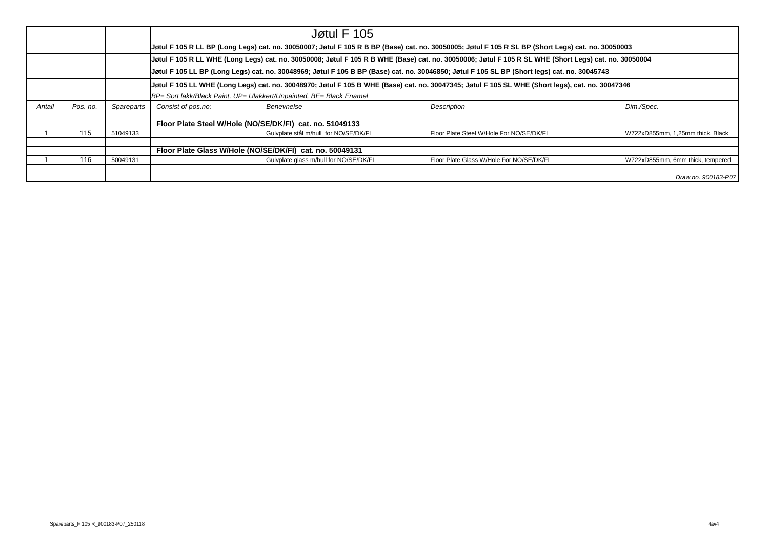| | | | | | | |
|---|---|---|---|---|---|---|
| | | | | Jøtul F 105 | | |
| | | | **Jøtul F 105 R LL BP (Long Legs) cat. no. 30050007; Jøtul F 105 R B BP (Base) cat. no. 30050005; Jøtul F 105 R SL BP (Short Legs) cat. no. 30050003** | | | |
| | | | **Jøtul F 105 R LL WHE (Long Legs) cat. no. 30050008; Jøtul F 105 R B WHE (Base) cat. no. 30050006; Jøtul F 105 R SL WHE (Short Legs) cat. no. 30050004** | | | |
| | | | **Jøtul F 105 LL BP (Long Legs) cat. no. 30048969; Jøtul F 105 B BP (Base) cat. no. 30046850; Jøtul F 105 SL BP (Short legs) cat. no. 30045743** | | | |
| | | | **Jøtul F 105 LL WHE (Long Legs) cat. no. 30048970; Jøtul F 105 B WHE (Base) cat. no. 30047345; Jøtul F 105 SL WHE (Short legs), cat. no. 30047346** | | | |
| | | | *BP= Sort lakk/Black Paint, UP= Ulakkert/Unpainted, BE= Black Enamel* | | | |
| *Antall* | *Pos. no.* | *Spareparts* | *Consist of pos.no:* | *Benevnelse* | *Description* | *Dim./Spec.* |
| | | | | | | |
| | | | **Floor Plate Steel W/Hole (NO/SE/DK/FI) cat. no. 51049133** | | | |
| 1 | 115 | 51049133 | | Gulvplate stål m/hull for NO/SE/DK/FI | Floor Plate Steel W/Hole For NO/SE/DK/FI | W722xD855mm, 1,25mm thick, Black |
| | | | | | | |
| | | | **Floor Plate Glass W/Hole (NO/SE/DK/FI) cat. no. 50049131** | | | |
| 1 | 116 | 50049131 | | Gulvplate glass m/hull for NO/SE/DK/FI | Floor Plate Glass W/Hole For NO/SE/DK/FI | W722xD855mm, 6mm thick, tempered |
| | | | | | | |
| | | | | | | *Draw.no. 900183-P07* |

Spareparts_F 105 R_900183-P07_250118